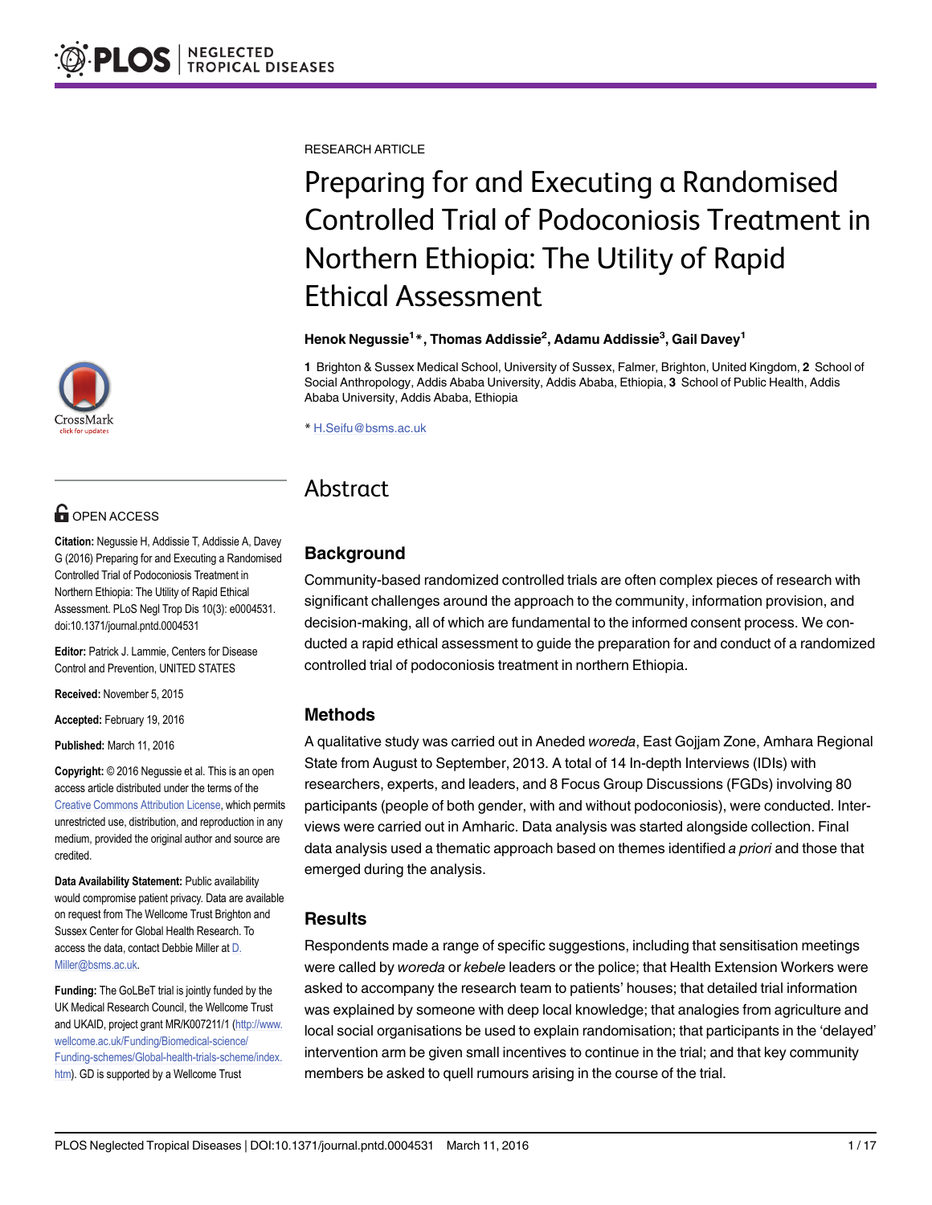RESEARCH ARTICLE

# Preparing for and Executing a Randomised Controlled Trial of Podoconiosis Treatment in Northern Ethiopia: The Utility of Rapid Ethical Assessment

**Henok Negussie[1]\*, Thomas Addissie[2], Adamu Addissie[3], Gail Davey[1]**

1 Brighton & Sussex Medical School, University of Sussex, Falmer, Brighton, United Kingdom, 2 School of Social Anthropology, Addis Ababa University, Addis Ababa, Ethiopia, 3 School of Public Health, Addis Ababa University, Addis Ababa, Ethiopia

\* H.Seifu@bsms.ac.uk

OPEN ACCESS

**Citation:** Negussie H, Addissie T, Addissie A, Davey G (2016) Preparing for and Executing a Randomised Controlled Trial of Podoconiosis Treatment in Northern Ethiopia: The Utility of Rapid Ethical Assessment. PLoS Negl Trop Dis 10(3): e0004531. doi:10.1371/journal.pntd.0004531

**Editor:** Patrick J. Lammie, Centers for Disease Control and Prevention, UNITED STATES

**Received:** November 5, 2015

**Accepted:** February 19, 2016

**Published:** March 11, 2016

**Copyright:** © 2016 Negussie et al. This is an open access article distributed under the terms of the Creative Commons Attribution License, which permits unrestricted use, distribution, and reproduction in any medium, provided the original author and source are credited.

**Data Availability Statement:** Public availability would compromise patient privacy. Data are available on request from The Wellcome Trust Brighton and Sussex Center for Global Health Research. To access the data, contact Debbie Miller at D.Miller@bsms.ac.uk.

**Funding:** The GoLBeT trial is jointly funded by the UK Medical Research Council, the Wellcome Trust and UKAID, project grant MR/K007211/1 (http://www.wellcome.ac.uk/Funding/Biomedical-science/Funding-schemes/Global-health-trials-scheme/index.htm). GD is supported by a Wellcome Trust

## Abstract

### Background

Community-based randomized controlled trials are often complex pieces of research with significant challenges around the approach to the community, information provision, and decision-making, all of which are fundamental to the informed consent process. We conducted a rapid ethical assessment to guide the preparation for and conduct of a randomized controlled trial of podoconiosis treatment in northern Ethiopia.

### Methods

A qualitative study was carried out in Aneded *woreda*, East Gojjam Zone, Amhara Regional State from August to September, 2013. A total of 14 In-depth Interviews (IDIs) with researchers, experts, and leaders, and 8 Focus Group Discussions (FGDs) involving 80 participants (people of both gender, with and without podoconiosis), were conducted. Interviews were carried out in Amharic. Data analysis was started alongside collection. Final data analysis used a thematic approach based on themes identified *a priori* and those that emerged during the analysis.

### Results

Respondents made a range of specific suggestions, including that sensitisation meetings were called by *woreda* or *kebele* leaders or the police; that Health Extension Workers were asked to accompany the research team to patients' houses; that detailed trial information was explained by someone with deep local knowledge; that analogies from agriculture and local social organisations be used to explain randomisation; that participants in the 'delayed' intervention arm be given small incentives to continue in the trial; and that key community members be asked to quell rumours arising in the course of the trial.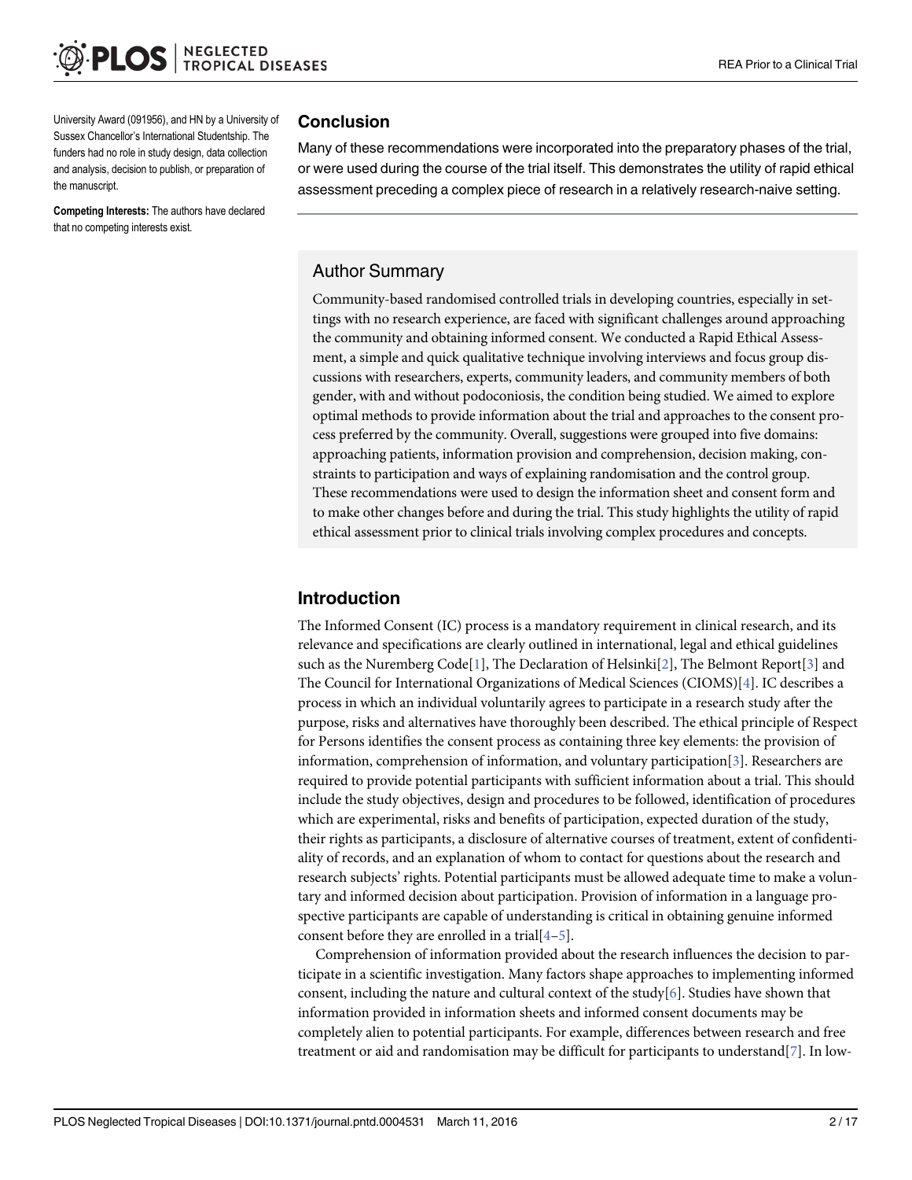University Award (091956), and HN by a University of Sussex Chancellor's International Studentship. The funders had no role in study design, data collection and analysis, decision to publish, or preparation of the manuscript.

**Competing Interests:** The authors have declared that no competing interests exist.

## Conclusion

Many of these recommendations were incorporated into the preparatory phases of the trial, or were used during the course of the trial itself. This demonstrates the utility of rapid ethical assessment preceding a complex piece of research in a relatively research-naive setting.

## Author Summary

Community-based randomised controlled trials in developing countries, especially in settings with no research experience, are faced with significant challenges around approaching the community and obtaining informed consent. We conducted a Rapid Ethical Assessment, a simple and quick qualitative technique involving interviews and focus group discussions with researchers, experts, community leaders, and community members of both gender, with and without podoconiosis, the condition being studied. We aimed to explore optimal methods to provide information about the trial and approaches to the consent process preferred by the community. Overall, suggestions were grouped into five domains: approaching patients, information provision and comprehension, decision making, constraints to participation and ways of explaining randomisation and the control group. These recommendations were used to design the information sheet and consent form and to make other changes before and during the trial. This study highlights the utility of rapid ethical assessment prior to clinical trials involving complex procedures and concepts.

## Introduction

The Informed Consent (IC) process is a mandatory requirement in clinical research, and its relevance and specifications are clearly outlined in international, legal and ethical guidelines such as the Nuremberg Code[1], The Declaration of Helsinki[2], The Belmont Report[3] and The Council for International Organizations of Medical Sciences (CIOMS)[4]. IC describes a process in which an individual voluntarily agrees to participate in a research study after the purpose, risks and alternatives have thoroughly been described. The ethical principle of Respect for Persons identifies the consent process as containing three key elements: the provision of information, comprehension of information, and voluntary participation[3]. Researchers are required to provide potential participants with sufficient information about a trial. This should include the study objectives, design and procedures to be followed, identification of procedures which are experimental, risks and benefits of participation, expected duration of the study, their rights as participants, a disclosure of alternative courses of treatment, extent of confidentiality of records, and an explanation of whom to contact for questions about the research and research subjects' rights. Potential participants must be allowed adequate time to make a voluntary and informed decision about participation. Provision of information in a language prospective participants are capable of understanding is critical in obtaining genuine informed consent before they are enrolled in a trial[4–5].

Comprehension of information provided about the research influences the decision to participate in a scientific investigation. Many factors shape approaches to implementing informed consent, including the nature and cultural context of the study[6]. Studies have shown that information provided in information sheets and informed consent documents may be completely alien to potential participants. For example, differences between research and free treatment or aid and randomisation may be difficult for participants to understand[7]. In low-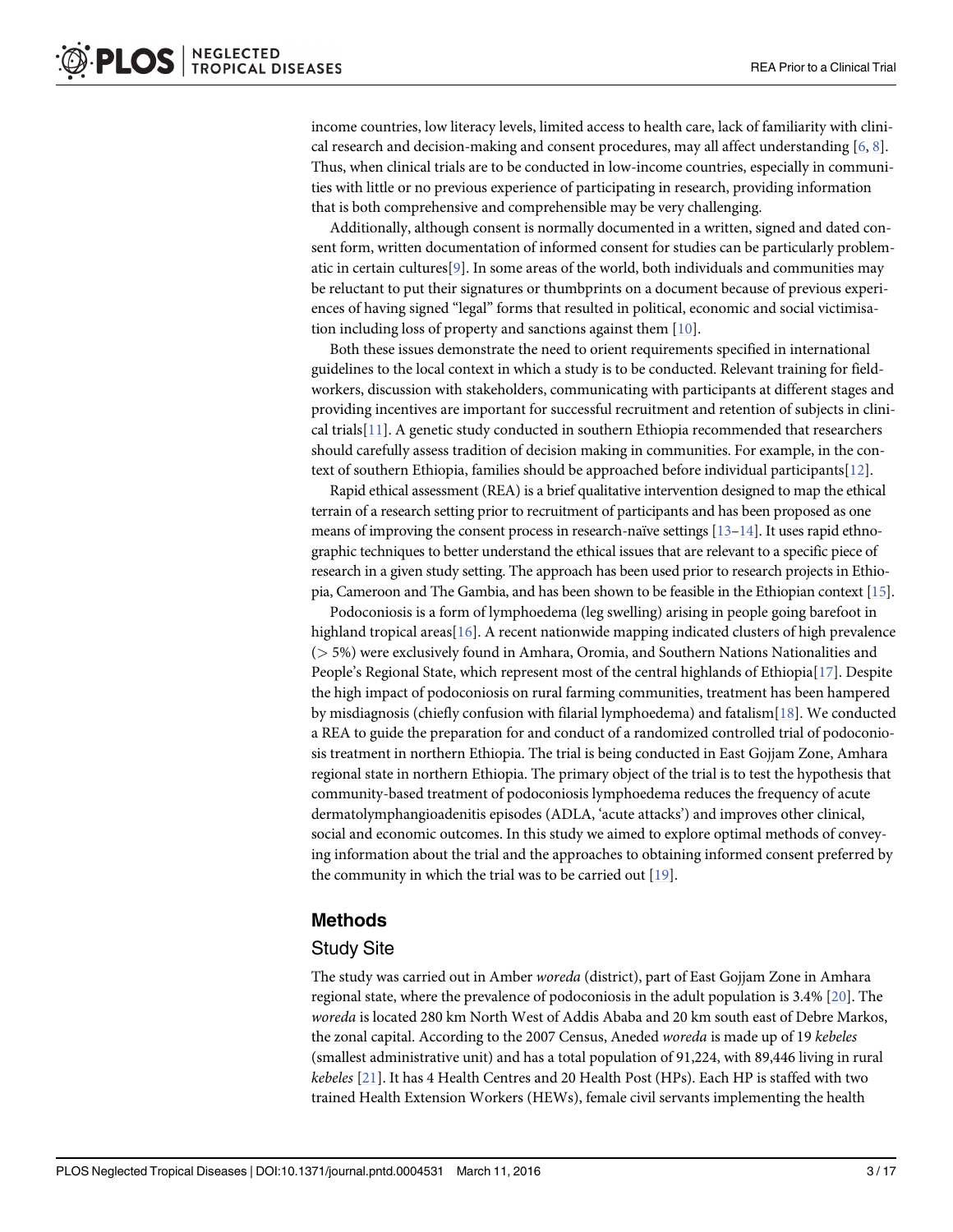income countries, low literacy levels, limited access to health care, lack of familiarity with clinical research and decision-making and consent procedures, may all affect understanding [6, 8]. Thus, when clinical trials are to be conducted in low-income countries, especially in communities with little or no previous experience of participating in research, providing information that is both comprehensive and comprehensible may be very challenging.

Additionally, although consent is normally documented in a written, signed and dated consent form, written documentation of informed consent for studies can be particularly problematic in certain cultures[9]. In some areas of the world, both individuals and communities may be reluctant to put their signatures or thumbprints on a document because of previous experiences of having signed "legal" forms that resulted in political, economic and social victimisation including loss of property and sanctions against them [10].

Both these issues demonstrate the need to orient requirements specified in international guidelines to the local context in which a study is to be conducted. Relevant training for fieldworkers, discussion with stakeholders, communicating with participants at different stages and providing incentives are important for successful recruitment and retention of subjects in clinical trials[11]. A genetic study conducted in southern Ethiopia recommended that researchers should carefully assess tradition of decision making in communities. For example, in the context of southern Ethiopia, families should be approached before individual participants[12].

Rapid ethical assessment (REA) is a brief qualitative intervention designed to map the ethical terrain of a research setting prior to recruitment of participants and has been proposed as one means of improving the consent process in research-naïve settings [13–14]. It uses rapid ethnographic techniques to better understand the ethical issues that are relevant to a specific piece of research in a given study setting. The approach has been used prior to research projects in Ethiopia, Cameroon and The Gambia, and has been shown to be feasible in the Ethiopian context [15].

Podoconiosis is a form of lymphoedema (leg swelling) arising in people going barefoot in highland tropical areas[16]. A recent nationwide mapping indicated clusters of high prevalence (> 5%) were exclusively found in Amhara, Oromia, and Southern Nations Nationalities and People's Regional State, which represent most of the central highlands of Ethiopia[17]. Despite the high impact of podoconiosis on rural farming communities, treatment has been hampered by misdiagnosis (chiefly confusion with filarial lymphoedema) and fatalism[18]. We conducted a REA to guide the preparation for and conduct of a randomized controlled trial of podoconiosis treatment in northern Ethiopia. The trial is being conducted in East Gojjam Zone, Amhara regional state in northern Ethiopia. The primary object of the trial is to test the hypothesis that community-based treatment of podoconiosis lymphoedema reduces the frequency of acute dermatolymphangioadenitis episodes (ADLA, 'acute attacks') and improves other clinical, social and economic outcomes. In this study we aimed to explore optimal methods of conveying information about the trial and the approaches to obtaining informed consent preferred by the community in which the trial was to be carried out [19].

## Methods

### Study Site

The study was carried out in Amber *woreda* (district), part of East Gojjam Zone in Amhara regional state, where the prevalence of podoconiosis in the adult population is 3.4% [20]. The *woreda* is located 280 km North West of Addis Ababa and 20 km south east of Debre Markos, the zonal capital. According to the 2007 Census, Aneded *woreda* is made up of 19 *kebeles* (smallest administrative unit) and has a total population of 91,224, with 89,446 living in rural *kebeles* [21]. It has 4 Health Centres and 20 Health Post (HPs). Each HP is staffed with two trained Health Extension Workers (HEWs), female civil servants implementing the health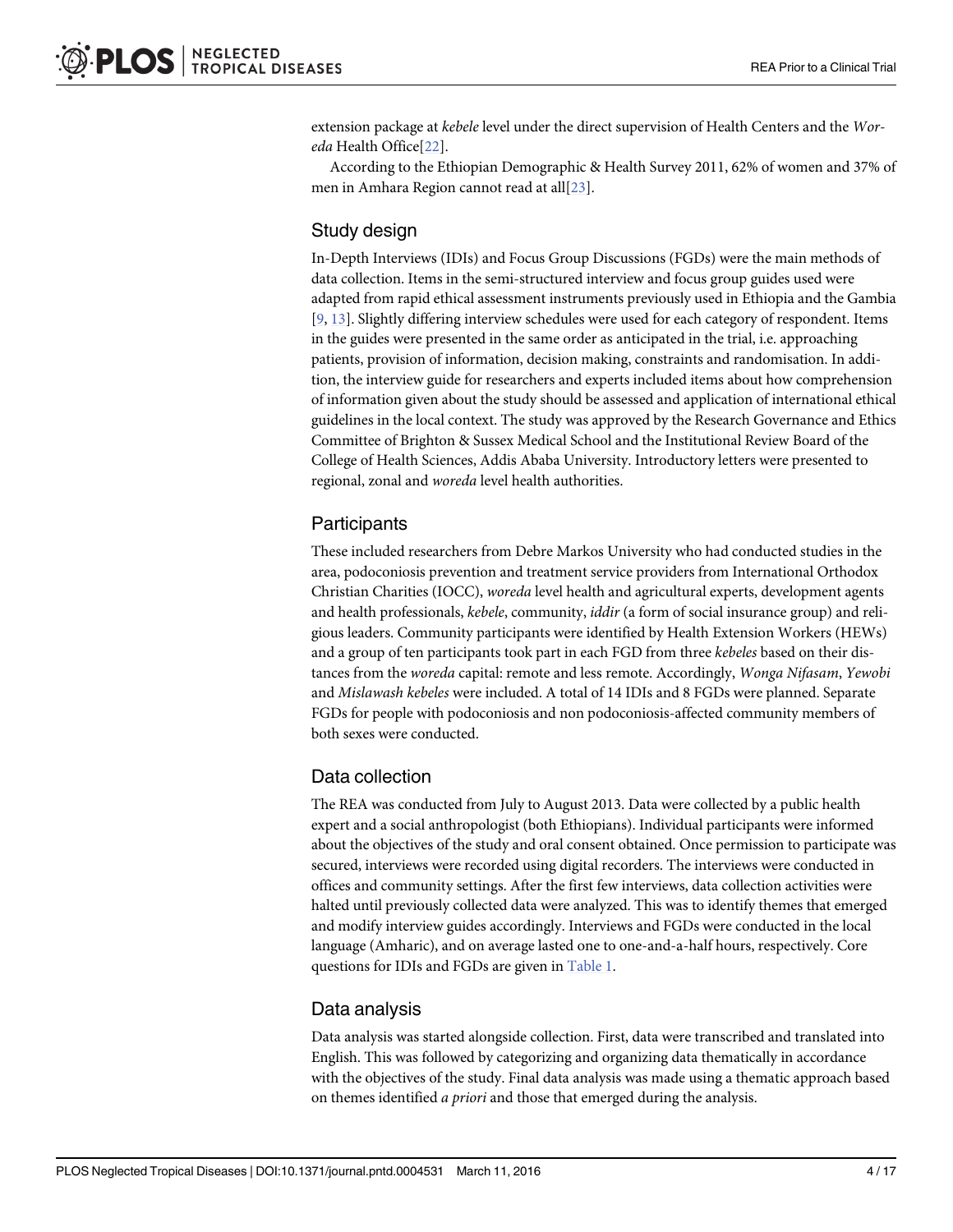extension package at *kebele* level under the direct supervision of Health Centers and the *Woreda* Health Office[22].

According to the Ethiopian Demographic & Health Survey 2011, 62% of women and 37% of men in Amhara Region cannot read at all[23].

## Study design

In-Depth Interviews (IDIs) and Focus Group Discussions (FGDs) were the main methods of data collection. Items in the semi-structured interview and focus group guides used were adapted from rapid ethical assessment instruments previously used in Ethiopia and the Gambia [9, 13]. Slightly differing interview schedules were used for each category of respondent. Items in the guides were presented in the same order as anticipated in the trial, i.e. approaching patients, provision of information, decision making, constraints and randomisation. In addition, the interview guide for researchers and experts included items about how comprehension of information given about the study should be assessed and application of international ethical guidelines in the local context. The study was approved by the Research Governance and Ethics Committee of Brighton & Sussex Medical School and the Institutional Review Board of the College of Health Sciences, Addis Ababa University. Introductory letters were presented to regional, zonal and *woreda* level health authorities.

## Participants

These included researchers from Debre Markos University who had conducted studies in the area, podoconiosis prevention and treatment service providers from International Orthodox Christian Charities (IOCC), *woreda* level health and agricultural experts, development agents and health professionals, *kebele*, community, *iddir* (a form of social insurance group) and religious leaders. Community participants were identified by Health Extension Workers (HEWs) and a group of ten participants took part in each FGD from three *kebeles* based on their distances from the *woreda* capital: remote and less remote. Accordingly, *Wonga Nifasam*, *Yewobi* and *Mislawash kebeles* were included. A total of 14 IDIs and 8 FGDs were planned. Separate FGDs for people with podoconiosis and non podoconiosis-affected community members of both sexes were conducted.

## Data collection

The REA was conducted from July to August 2013. Data were collected by a public health expert and a social anthropologist (both Ethiopians). Individual participants were informed about the objectives of the study and oral consent obtained. Once permission to participate was secured, interviews were recorded using digital recorders. The interviews were conducted in offices and community settings. After the first few interviews, data collection activities were halted until previously collected data were analyzed. This was to identify themes that emerged and modify interview guides accordingly. Interviews and FGDs were conducted in the local language (Amharic), and on average lasted one to one-and-a-half hours, respectively. Core questions for IDIs and FGDs are given in Table 1.

## Data analysis

Data analysis was started alongside collection. First, data were transcribed and translated into English. This was followed by categorizing and organizing data thematically in accordance with the objectives of the study. Final data analysis was made using a thematic approach based on themes identified *a priori* and those that emerged during the analysis.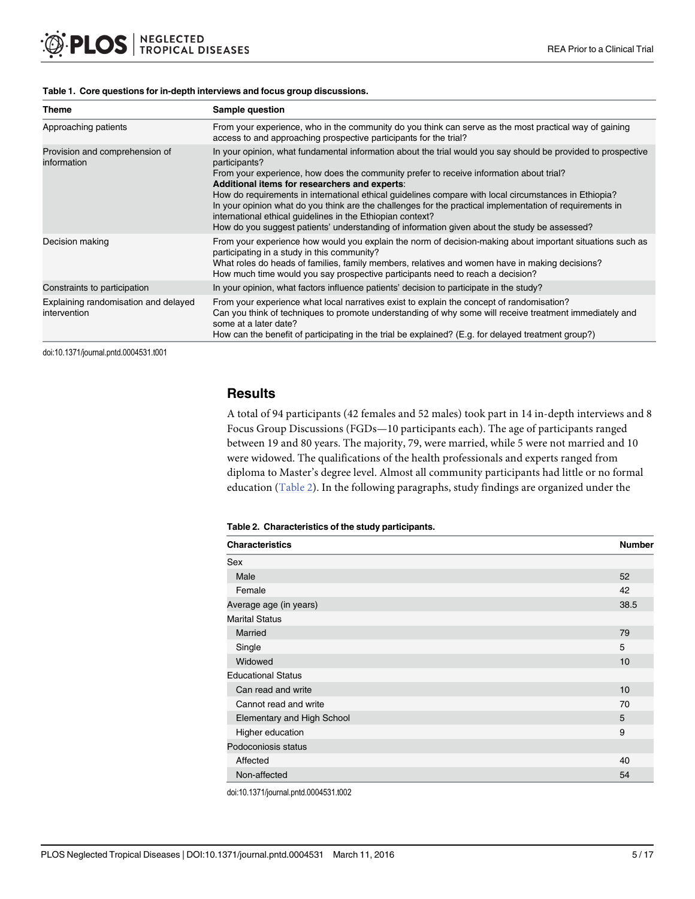**Table 1. Core questions for in-depth interviews and focus group discussions.**

| Theme | Sample question |
|---|---|
| Approaching patients | From your experience, who in the community do you think can serve as the most practical way of gaining access to and approaching prospective participants for the trial? |
| Provision and comprehension of information | In your opinion, what fundamental information about the trial would you say should be provided to prospective participants?<br>From your experience, how does the community prefer to receive information about trial?<br>**Additional items for researchers and experts**:<br>How do requirements in international ethical guidelines compare with local circumstances in Ethiopia?<br>In your opinion what do you think are the challenges for the practical implementation of requirements in international ethical guidelines in the Ethiopian context?<br>How do you suggest patients' understanding of information given about the study be assessed? |
| Decision making | From your experience how would you explain the norm of decision-making about important situations such as participating in a study in this community?<br>What roles do heads of families, family members, relatives and women have in making decisions?<br>How much time would you say prospective participants need to reach a decision? |
| Constraints to participation | In your opinion, what factors influence patients' decision to participate in the study? |
| Explaining randomisation and delayed intervention | From your experience what local narratives exist to explain the concept of randomisation?<br>Can you think of techniques to promote understanding of why some will receive treatment immediately and some at a later date?<br>How can the benefit of participating in the trial be explained? (E.g. for delayed treatment group?) |

doi:10.1371/journal.pntd.0004531.t001

## Results

A total of 94 participants (42 females and 52 males) took part in 14 in-depth interviews and 8 Focus Group Discussions (FGDs—10 participants each). The age of participants ranged between 19 and 80 years. The majority, 79, were married, while 5 were not married and 10 were widowed. The qualifications of the health professionals and experts ranged from diploma to Master's degree level. Almost all community participants had little or no formal education (Table 2). In the following paragraphs, study findings are organized under the

**Table 2. Characteristics of the study participants.**

| Characteristics | Number |
|---|---|
| Sex | |
| Male | 52 |
| Female | 42 |
| Average age (in years) | 38.5 |
| Marital Status | |
| Married | 79 |
| Single | 5 |
| Widowed | 10 |
| Educational Status | |
| Can read and write | 10 |
| Cannot read and write | 70 |
| Elementary and High School | 5 |
| Higher education | 9 |
| Podoconiosis status | |
| Affected | 40 |
| Non-affected | 54 |

doi:10.1371/journal.pntd.0004531.t002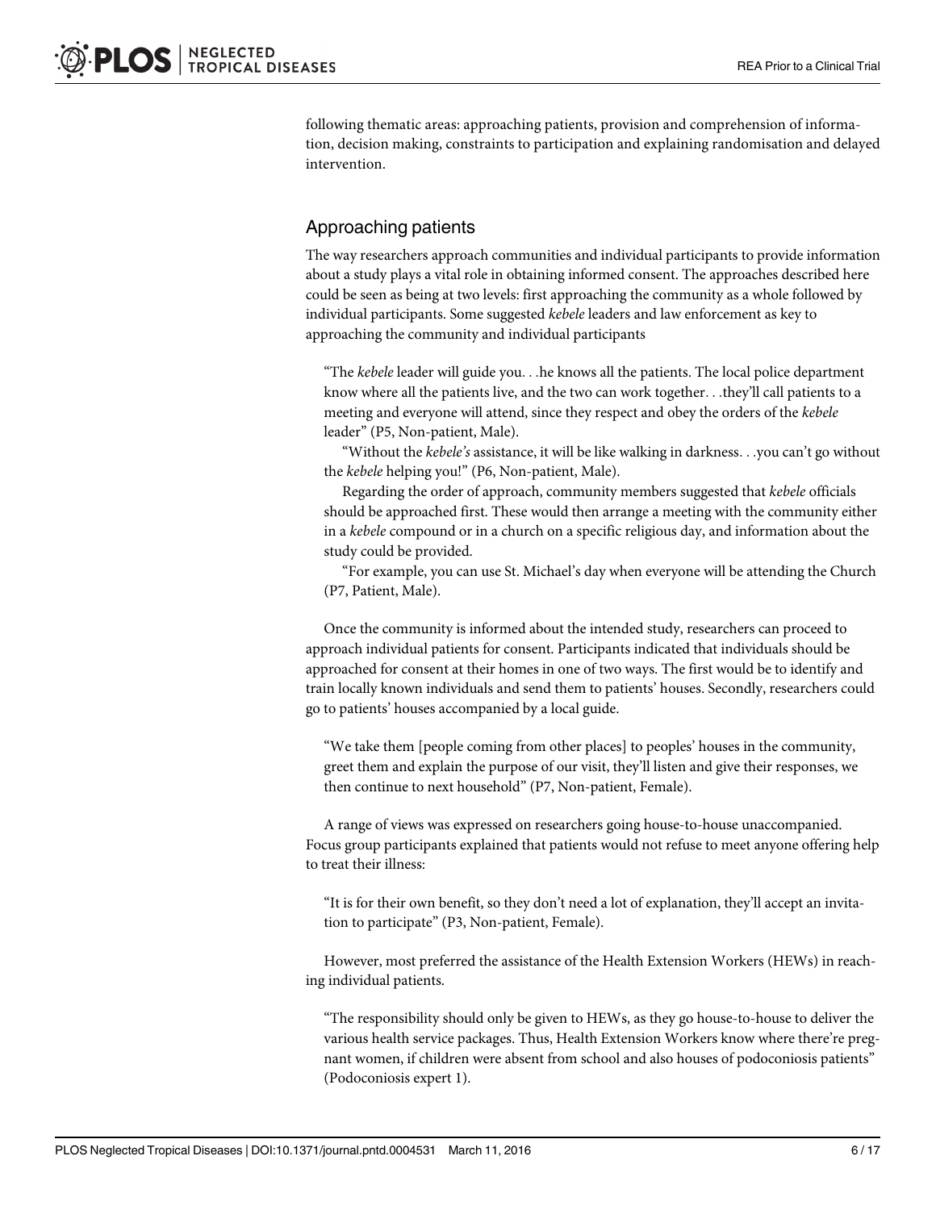following thematic areas: approaching patients, provision and comprehension of information, decision making, constraints to participation and explaining randomisation and delayed intervention.

## Approaching patients

The way researchers approach communities and individual participants to provide information about a study plays a vital role in obtaining informed consent. The approaches described here could be seen as being at two levels: first approaching the community as a whole followed by individual participants. Some suggested *kebele* leaders and law enforcement as key to approaching the community and individual participants

> "The *kebele* leader will guide you. . .he knows all the patients. The local police department know where all the patients live, and the two can work together. . .they'll call patients to a meeting and everyone will attend, since they respect and obey the orders of the *kebele* leader" (P5, Non-patient, Male).
>
> "Without the *kebele's* assistance, it will be like walking in darkness. . .you can't go without the *kebele* helping you!" (P6, Non-patient, Male).
>
> Regarding the order of approach, community members suggested that *kebele* officials should be approached first. These would then arrange a meeting with the community either in a *kebele* compound or in a church on a specific religious day, and information about the study could be provided.
>
> "For example, you can use St. Michael's day when everyone will be attending the Church (P7, Patient, Male).

Once the community is informed about the intended study, researchers can proceed to approach individual patients for consent. Participants indicated that individuals should be approached for consent at their homes in one of two ways. The first would be to identify and train locally known individuals and send them to patients' houses. Secondly, researchers could go to patients' houses accompanied by a local guide.

> "We take them [people coming from other places] to peoples' houses in the community, greet them and explain the purpose of our visit, they'll listen and give their responses, we then continue to next household" (P7, Non-patient, Female).

A range of views was expressed on researchers going house-to-house unaccompanied. Focus group participants explained that patients would not refuse to meet anyone offering help to treat their illness:

> "It is for their own benefit, so they don't need a lot of explanation, they'll accept an invitation to participate" (P3, Non-patient, Female).

However, most preferred the assistance of the Health Extension Workers (HEWs) in reaching individual patients.

> "The responsibility should only be given to HEWs, as they go house-to-house to deliver the various health service packages. Thus, Health Extension Workers know where there're pregnant women, if children were absent from school and also houses of podoconiosis patients" (Podoconiosis expert 1).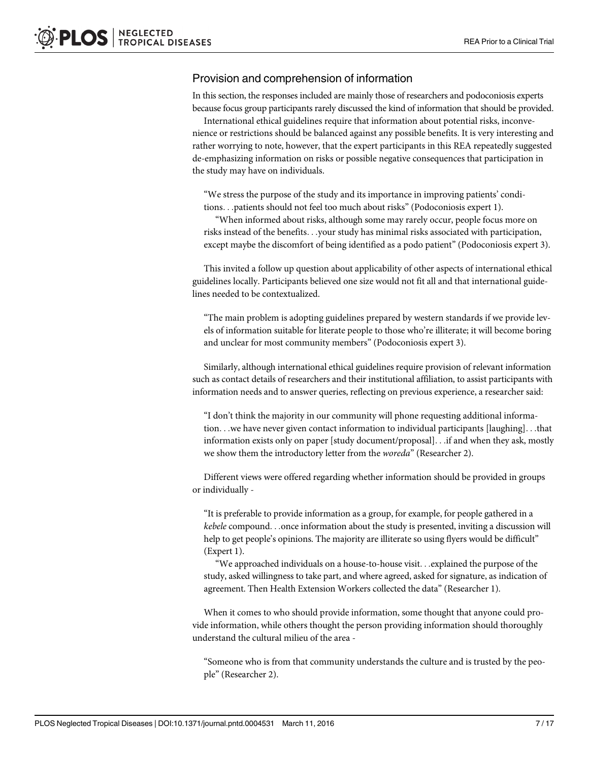## Provision and comprehension of information

In this section, the responses included are mainly those of researchers and podoconiosis experts because focus group participants rarely discussed the kind of information that should be provided.

International ethical guidelines require that information about potential risks, inconvenience or restrictions should be balanced against any possible benefits. It is very interesting and rather worrying to note, however, that the expert participants in this REA repeatedly suggested de-emphasizing information on risks or possible negative consequences that participation in the study may have on individuals.

> "We stress the purpose of the study and its importance in improving patients' conditions. . .patients should not feel too much about risks" (Podoconiosis expert 1).
>
> "When informed about risks, although some may rarely occur, people focus more on risks instead of the benefits. . .your study has minimal risks associated with participation, except maybe the discomfort of being identified as a podo patient" (Podoconiosis expert 3).

This invited a follow up question about applicability of other aspects of international ethical guidelines locally. Participants believed one size would not fit all and that international guidelines needed to be contextualized.

> "The main problem is adopting guidelines prepared by western standards if we provide levels of information suitable for literate people to those who're illiterate; it will become boring and unclear for most community members" (Podoconiosis expert 3).

Similarly, although international ethical guidelines require provision of relevant information such as contact details of researchers and their institutional affiliation, to assist participants with information needs and to answer queries, reflecting on previous experience, a researcher said:

> "I don't think the majority in our community will phone requesting additional information. . .we have never given contact information to individual participants [laughing]. . .that information exists only on paper [study document/proposal]. . .if and when they ask, mostly we show them the introductory letter from the *woreda*" (Researcher 2).

Different views were offered regarding whether information should be provided in groups or individually -

> "It is preferable to provide information as a group, for example, for people gathered in a *kebele* compound. . .once information about the study is presented, inviting a discussion will help to get people's opinions. The majority are illiterate so using flyers would be difficult" (Expert 1).
>
> "We approached individuals on a house-to-house visit. . .explained the purpose of the study, asked willingness to take part, and where agreed, asked for signature, as indication of agreement. Then Health Extension Workers collected the data" (Researcher 1).

When it comes to who should provide information, some thought that anyone could provide information, while others thought the person providing information should thoroughly understand the cultural milieu of the area -

> "Someone who is from that community understands the culture and is trusted by the people" (Researcher 2).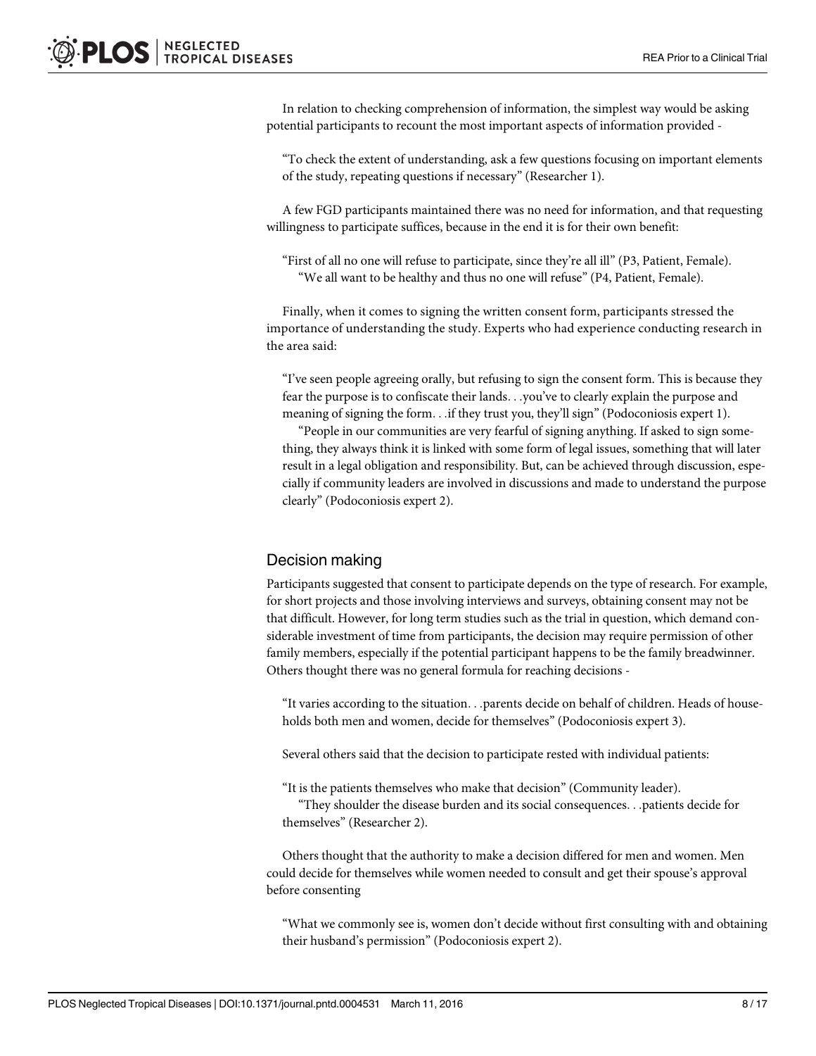In relation to checking comprehension of information, the simplest way would be asking potential participants to recount the most important aspects of information provided -

> "To check the extent of understanding, ask a few questions focusing on important elements of the study, repeating questions if necessary" (Researcher 1).

A few FGD participants maintained there was no need for information, and that requesting willingness to participate suffices, because in the end it is for their own benefit:

> "First of all no one will refuse to participate, since they're all ill" (P3, Patient, Female).
>
> "We all want to be healthy and thus no one will refuse" (P4, Patient, Female).

Finally, when it comes to signing the written consent form, participants stressed the importance of understanding the study. Experts who had experience conducting research in the area said:

> "I've seen people agreeing orally, but refusing to sign the consent form. This is because they fear the purpose is to confiscate their lands. . .you've to clearly explain the purpose and meaning of signing the form. . .if they trust you, they'll sign" (Podoconiosis expert 1).
>
> "People in our communities are very fearful of signing anything. If asked to sign something, they always think it is linked with some form of legal issues, something that will later result in a legal obligation and responsibility. But, can be achieved through discussion, especially if community leaders are involved in discussions and made to understand the purpose clearly" (Podoconiosis expert 2).

## Decision making

Participants suggested that consent to participate depends on the type of research. For example, for short projects and those involving interviews and surveys, obtaining consent may not be that difficult. However, for long term studies such as the trial in question, which demand considerable investment of time from participants, the decision may require permission of other family members, especially if the potential participant happens to be the family breadwinner. Others thought there was no general formula for reaching decisions -

> "It varies according to the situation. . .parents decide on behalf of children. Heads of households both men and women, decide for themselves" (Podoconiosis expert 3).

Several others said that the decision to participate rested with individual patients:

> "It is the patients themselves who make that decision" (Community leader).
>
> "They shoulder the disease burden and its social consequences. . .patients decide for themselves" (Researcher 2).

Others thought that the authority to make a decision differed for men and women. Men could decide for themselves while women needed to consult and get their spouse's approval before consenting

> "What we commonly see is, women don't decide without first consulting with and obtaining their husband's permission" (Podoconiosis expert 2).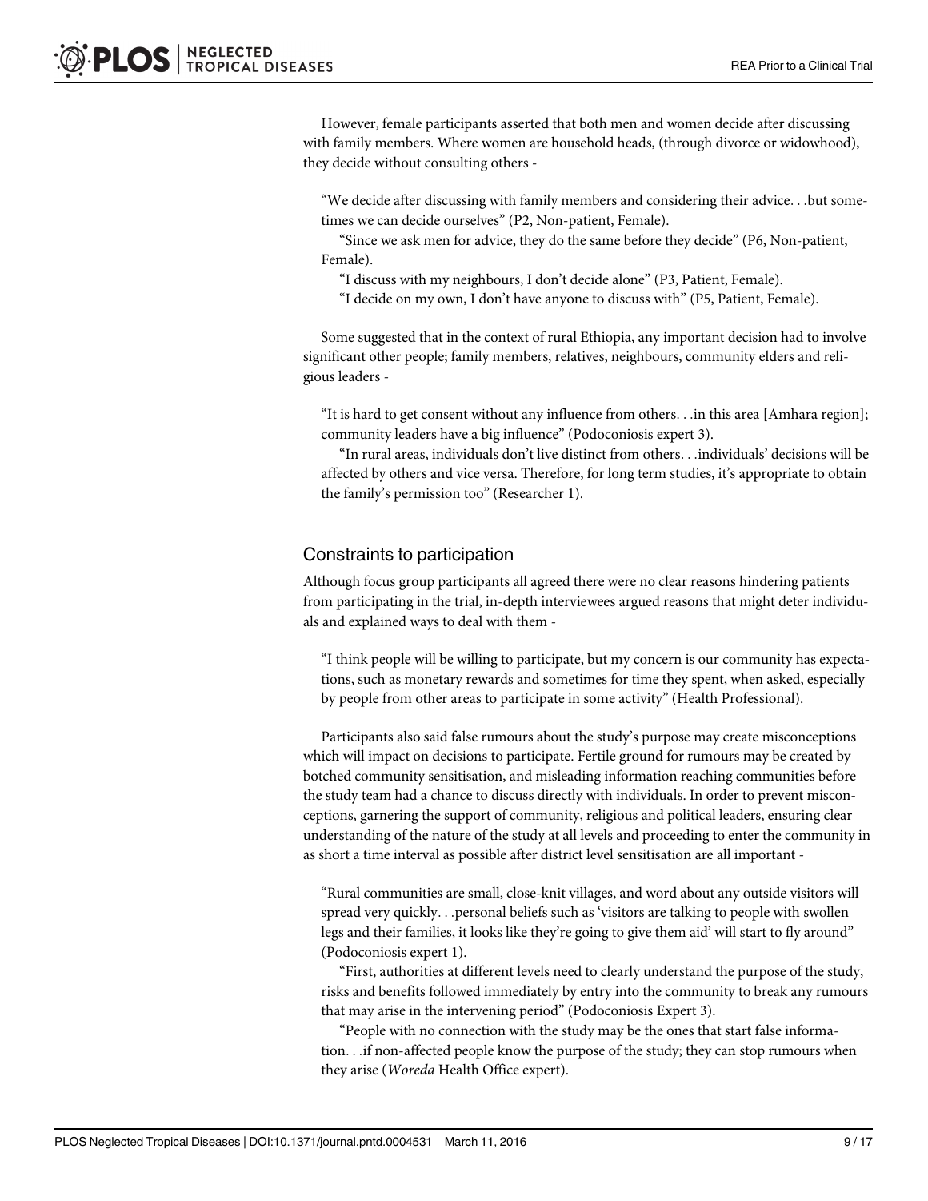However, female participants asserted that both men and women decide after discussing with family members. Where women are household heads, (through divorce or widowhood), they decide without consulting others -

> "We decide after discussing with family members and considering their advice. . .but sometimes we can decide ourselves" (P2, Non-patient, Female).
>
> "Since we ask men for advice, they do the same before they decide" (P6, Non-patient, Female).
>
> "I discuss with my neighbours, I don't decide alone" (P3, Patient, Female).
>
> "I decide on my own, I don't have anyone to discuss with" (P5, Patient, Female).

Some suggested that in the context of rural Ethiopia, any important decision had to involve significant other people; family members, relatives, neighbours, community elders and religious leaders -

> "It is hard to get consent without any influence from others. . .in this area [Amhara region]; community leaders have a big influence" (Podoconiosis expert 3).
>
> "In rural areas, individuals don't live distinct from others. . .individuals' decisions will be affected by others and vice versa. Therefore, for long term studies, it's appropriate to obtain the family's permission too" (Researcher 1).

## Constraints to participation

Although focus group participants all agreed there were no clear reasons hindering patients from participating in the trial, in-depth interviewees argued reasons that might deter individuals and explained ways to deal with them -

> "I think people will be willing to participate, but my concern is our community has expectations, such as monetary rewards and sometimes for time they spent, when asked, especially by people from other areas to participate in some activity" (Health Professional).

Participants also said false rumours about the study's purpose may create misconceptions which will impact on decisions to participate. Fertile ground for rumours may be created by botched community sensitisation, and misleading information reaching communities before the study team had a chance to discuss directly with individuals. In order to prevent misconceptions, garnering the support of community, religious and political leaders, ensuring clear understanding of the nature of the study at all levels and proceeding to enter the community in as short a time interval as possible after district level sensitisation are all important -

> "Rural communities are small, close-knit villages, and word about any outside visitors will spread very quickly. . .personal beliefs such as 'visitors are talking to people with swollen legs and their families, it looks like they're going to give them aid' will start to fly around" (Podoconiosis expert 1).
>
> "First, authorities at different levels need to clearly understand the purpose of the study, risks and benefits followed immediately by entry into the community to break any rumours that may arise in the intervening period" (Podoconiosis Expert 3).
>
> "People with no connection with the study may be the ones that start false information. . .if non-affected people know the purpose of the study; they can stop rumours when they arise (*Woreda* Health Office expert).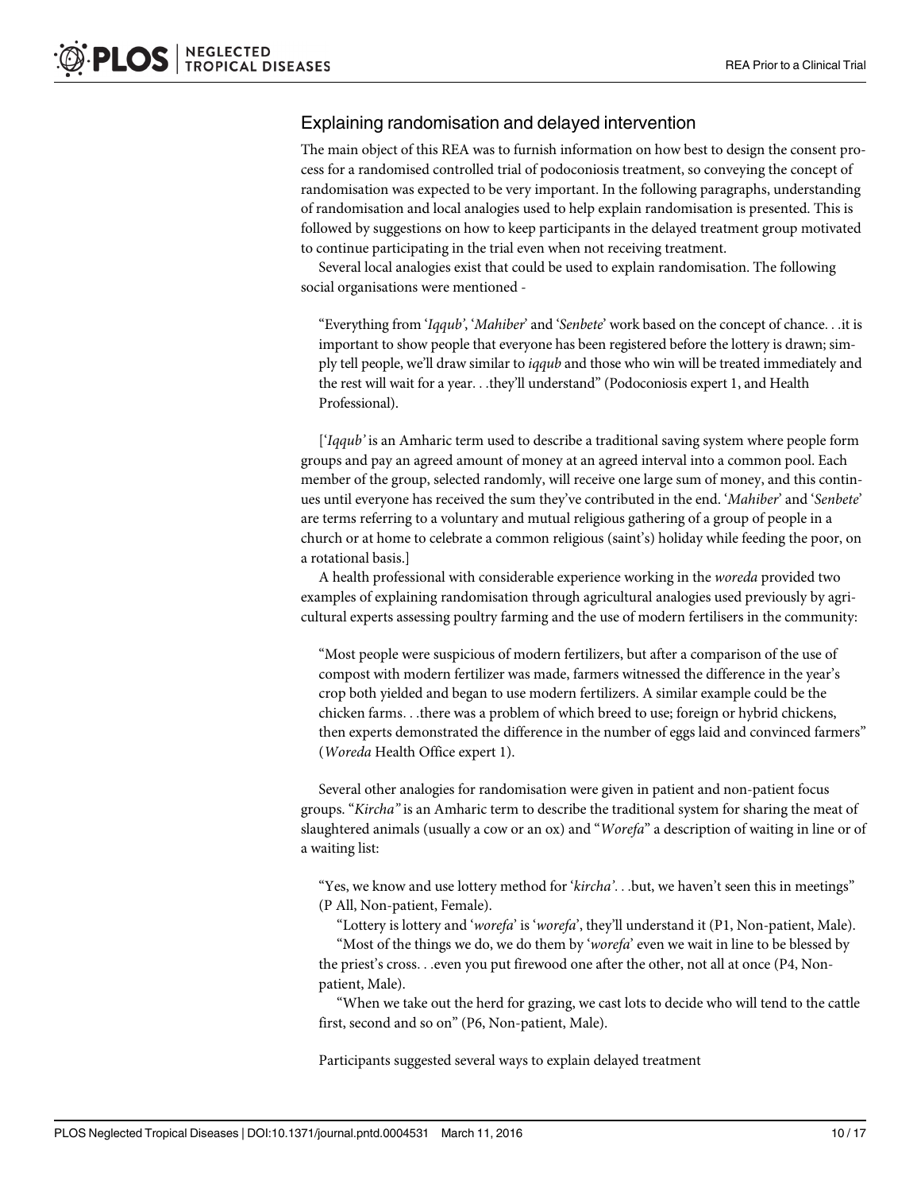## Explaining randomisation and delayed intervention

The main object of this REA was to furnish information on how best to design the consent process for a randomised controlled trial of podoconiosis treatment, so conveying the concept of randomisation was expected to be very important. In the following paragraphs, understanding of randomisation and local analogies used to help explain randomisation is presented. This is followed by suggestions on how to keep participants in the delayed treatment group motivated to continue participating in the trial even when not receiving treatment.

Several local analogies exist that could be used to explain randomisation. The following social organisations were mentioned -

> "Everything from '*Iqqub*', '*Mahiber*' and '*Senbete*' work based on the concept of chance. . .it is important to show people that everyone has been registered before the lottery is drawn; simply tell people, we'll draw similar to *iqqub* and those who win will be treated immediately and the rest will wait for a year. . .they'll understand" (Podoconiosis expert 1, and Health Professional).

['*Iqqub'* is an Amharic term used to describe a traditional saving system where people form groups and pay an agreed amount of money at an agreed interval into a common pool. Each member of the group, selected randomly, will receive one large sum of money, and this continues until everyone has received the sum they've contributed in the end. '*Mahiber*' and '*Senbete*' are terms referring to a voluntary and mutual religious gathering of a group of people in a church or at home to celebrate a common religious (saint's) holiday while feeding the poor, on a rotational basis.]

A health professional with considerable experience working in the *woreda* provided two examples of explaining randomisation through agricultural analogies used previously by agricultural experts assessing poultry farming and the use of modern fertilisers in the community:

> "Most people were suspicious of modern fertilizers, but after a comparison of the use of compost with modern fertilizer was made, farmers witnessed the difference in the year's crop both yielded and began to use modern fertilizers. A similar example could be the chicken farms. . .there was a problem of which breed to use; foreign or hybrid chickens, then experts demonstrated the difference in the number of eggs laid and convinced farmers" (*Woreda* Health Office expert 1).

Several other analogies for randomisation were given in patient and non-patient focus groups. "*Kircha"* is an Amharic term to describe the traditional system for sharing the meat of slaughtered animals (usually a cow or an ox) and "*Worefa*" a description of waiting in line or of a waiting list:

> "Yes, we know and use lottery method for '*kircha*'. . .but, we haven't seen this in meetings" (P All, Non-patient, Female).
>
> "Lottery is lottery and '*worefa*' is '*worefa*', they'll understand it (P1, Non-patient, Male).
>
> "Most of the things we do, we do them by '*worefa*' even we wait in line to be blessed by the priest's cross. . .even you put firewood one after the other, not all at once (P4, Non-patient, Male).
>
> "When we take out the herd for grazing, we cast lots to decide who will tend to the cattle first, second and so on" (P6, Non-patient, Male).

Participants suggested several ways to explain delayed treatment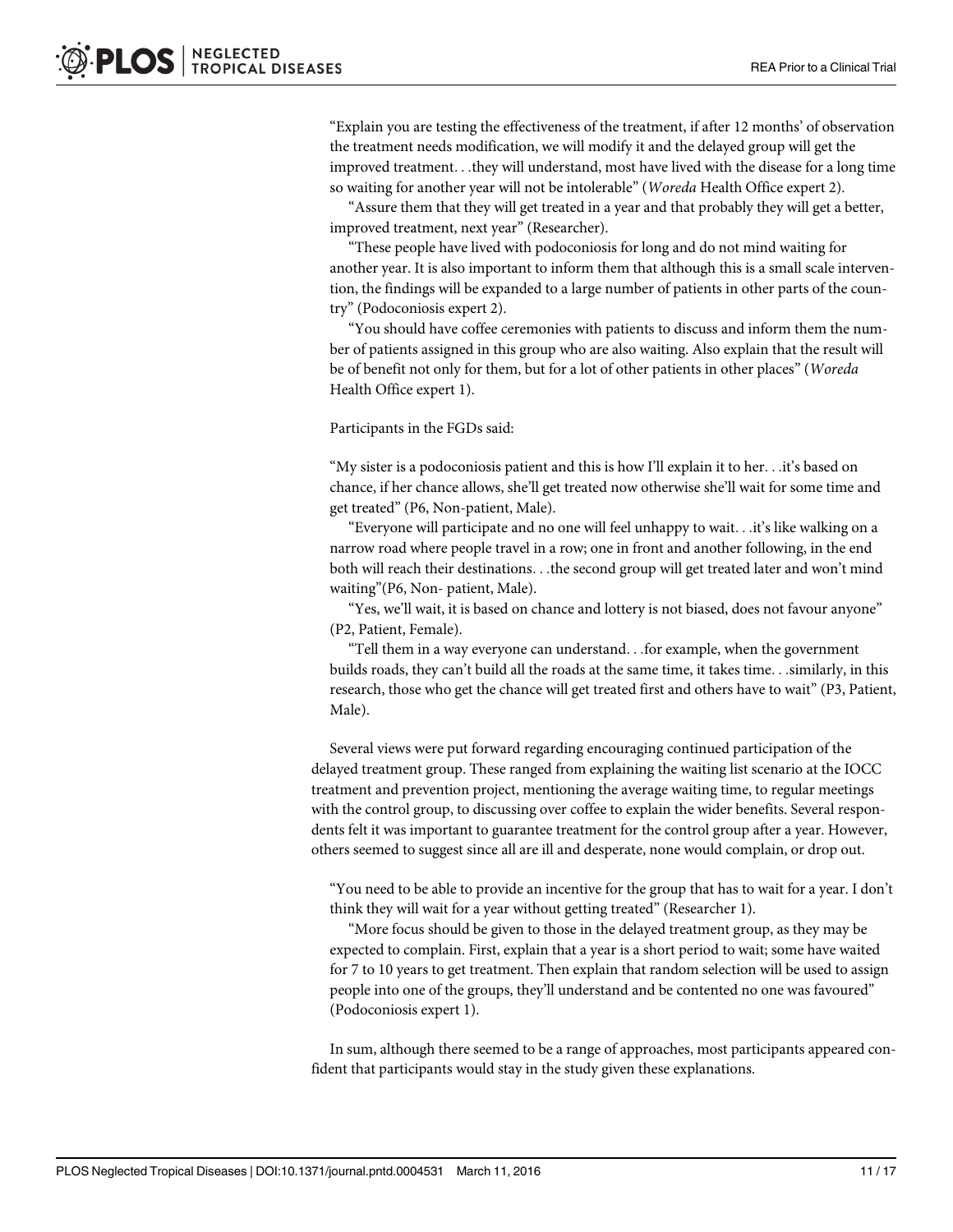"Explain you are testing the effectiveness of the treatment, if after 12 months' of observation the treatment needs modification, we will modify it and the delayed group will get the improved treatment. . .they will understand, most have lived with the disease for a long time so waiting for another year will not be intolerable" (*Woreda* Health Office expert 2).

"Assure them that they will get treated in a year and that probably they will get a better, improved treatment, next year" (Researcher).

"These people have lived with podoconiosis for long and do not mind waiting for another year. It is also important to inform them that although this is a small scale intervention, the findings will be expanded to a large number of patients in other parts of the country" (Podoconiosis expert 2).

"You should have coffee ceremonies with patients to discuss and inform them the number of patients assigned in this group who are also waiting. Also explain that the result will be of benefit not only for them, but for a lot of other patients in other places" (*Woreda* Health Office expert 1).

Participants in the FGDs said:

"My sister is a podoconiosis patient and this is how I'll explain it to her. . .it's based on chance, if her chance allows, she'll get treated now otherwise she'll wait for some time and get treated" (P6, Non-patient, Male).

"Everyone will participate and no one will feel unhappy to wait. . .it's like walking on a narrow road where people travel in a row; one in front and another following, in the end both will reach their destinations. . .the second group will get treated later and won't mind waiting"(P6, Non- patient, Male).

"Yes, we'll wait, it is based on chance and lottery is not biased, does not favour anyone" (P2, Patient, Female).

"Tell them in a way everyone can understand. . .for example, when the government builds roads, they can't build all the roads at the same time, it takes time. . .similarly, in this research, those who get the chance will get treated first and others have to wait" (P3, Patient, Male).

Several views were put forward regarding encouraging continued participation of the delayed treatment group. These ranged from explaining the waiting list scenario at the IOCC treatment and prevention project, mentioning the average waiting time, to regular meetings with the control group, to discussing over coffee to explain the wider benefits. Several respondents felt it was important to guarantee treatment for the control group after a year. However, others seemed to suggest since all are ill and desperate, none would complain, or drop out.

"You need to be able to provide an incentive for the group that has to wait for a year. I don't think they will wait for a year without getting treated" (Researcher 1).

"More focus should be given to those in the delayed treatment group, as they may be expected to complain. First, explain that a year is a short period to wait; some have waited for 7 to 10 years to get treatment. Then explain that random selection will be used to assign people into one of the groups, they'll understand and be contented no one was favoured" (Podoconiosis expert 1).

In sum, although there seemed to be a range of approaches, most participants appeared confident that participants would stay in the study given these explanations.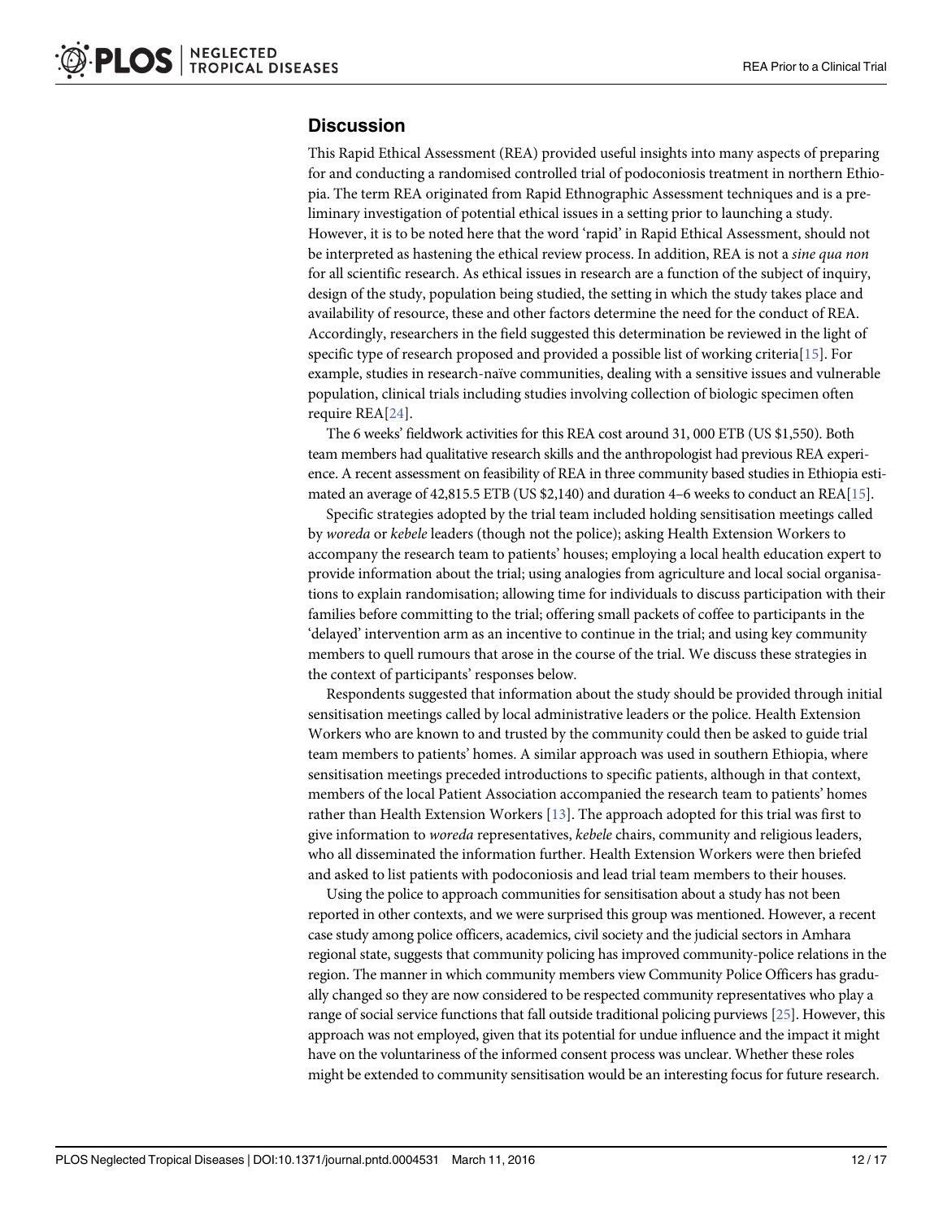## Discussion

This Rapid Ethical Assessment (REA) provided useful insights into many aspects of preparing for and conducting a randomised controlled trial of podoconiosis treatment in northern Ethiopia. The term REA originated from Rapid Ethnographic Assessment techniques and is a preliminary investigation of potential ethical issues in a setting prior to launching a study. However, it is to be noted here that the word 'rapid' in Rapid Ethical Assessment, should not be interpreted as hastening the ethical review process. In addition, REA is not a *sine qua non* for all scientific research. As ethical issues in research are a function of the subject of inquiry, design of the study, population being studied, the setting in which the study takes place and availability of resource, these and other factors determine the need for the conduct of REA. Accordingly, researchers in the field suggested this determination be reviewed in the light of specific type of research proposed and provided a possible list of working criteria[15]. For example, studies in research-naïve communities, dealing with a sensitive issues and vulnerable population, clinical trials including studies involving collection of biologic specimen often require REA[24].

The 6 weeks' fieldwork activities for this REA cost around 31, 000 ETB (US $1,550). Both team members had qualitative research skills and the anthropologist had previous REA experience. A recent assessment on feasibility of REA in three community based studies in Ethiopia estimated an average of 42,815.5 ETB (US $2,140) and duration 4–6 weeks to conduct an REA[15].

Specific strategies adopted by the trial team included holding sensitisation meetings called by *woreda* or *kebele* leaders (though not the police); asking Health Extension Workers to accompany the research team to patients' houses; employing a local health education expert to provide information about the trial; using analogies from agriculture and local social organisations to explain randomisation; allowing time for individuals to discuss participation with their families before committing to the trial; offering small packets of coffee to participants in the 'delayed' intervention arm as an incentive to continue in the trial; and using key community members to quell rumours that arose in the course of the trial. We discuss these strategies in the context of participants' responses below.

Respondents suggested that information about the study should be provided through initial sensitisation meetings called by local administrative leaders or the police. Health Extension Workers who are known to and trusted by the community could then be asked to guide trial team members to patients' homes. A similar approach was used in southern Ethiopia, where sensitisation meetings preceded introductions to specific patients, although in that context, members of the local Patient Association accompanied the research team to patients' homes rather than Health Extension Workers [13]. The approach adopted for this trial was first to give information to *woreda* representatives, *kebele* chairs, community and religious leaders, who all disseminated the information further. Health Extension Workers were then briefed and asked to list patients with podoconiosis and lead trial team members to their houses.

Using the police to approach communities for sensitisation about a study has not been reported in other contexts, and we were surprised this group was mentioned. However, a recent case study among police officers, academics, civil society and the judicial sectors in Amhara regional state, suggests that community policing has improved community-police relations in the region. The manner in which community members view Community Police Officers has gradually changed so they are now considered to be respected community representatives who play a range of social service functions that fall outside traditional policing purviews [25]. However, this approach was not employed, given that its potential for undue influence and the impact it might have on the voluntariness of the informed consent process was unclear. Whether these roles might be extended to community sensitisation would be an interesting focus for future research.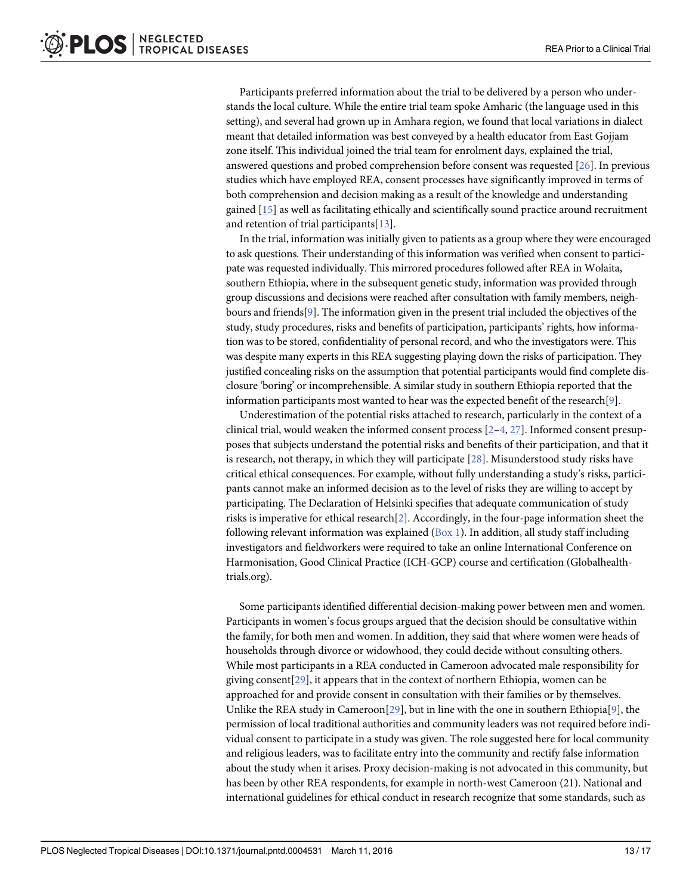Participants preferred information about the trial to be delivered by a person who understands the local culture. While the entire trial team spoke Amharic (the language used in this setting), and several had grown up in Amhara region, we found that local variations in dialect meant that detailed information was best conveyed by a health educator from East Gojjam zone itself. This individual joined the trial team for enrolment days, explained the trial, answered questions and probed comprehension before consent was requested [26]. In previous studies which have employed REA, consent processes have significantly improved in terms of both comprehension and decision making as a result of the knowledge and understanding gained [15] as well as facilitating ethically and scientifically sound practice around recruitment and retention of trial participants[13].

In the trial, information was initially given to patients as a group where they were encouraged to ask questions. Their understanding of this information was verified when consent to participate was requested individually. This mirrored procedures followed after REA in Wolaita, southern Ethiopia, where in the subsequent genetic study, information was provided through group discussions and decisions were reached after consultation with family members, neighbours and friends[9]. The information given in the present trial included the objectives of the study, study procedures, risks and benefits of participation, participants' rights, how information was to be stored, confidentiality of personal record, and who the investigators were. This was despite many experts in this REA suggesting playing down the risks of participation. They justified concealing risks on the assumption that potential participants would find complete disclosure 'boring' or incomprehensible. A similar study in southern Ethiopia reported that the information participants most wanted to hear was the expected benefit of the research[9].

Underestimation of the potential risks attached to research, particularly in the context of a clinical trial, would weaken the informed consent process [2–4, 27]. Informed consent presupposes that subjects understand the potential risks and benefits of their participation, and that it is research, not therapy, in which they will participate [28]. Misunderstood study risks have critical ethical consequences. For example, without fully understanding a study's risks, participants cannot make an informed decision as to the level of risks they are willing to accept by participating. The Declaration of Helsinki specifies that adequate communication of study risks is imperative for ethical research[2]. Accordingly, in the four-page information sheet the following relevant information was explained (Box 1). In addition, all study staff including investigators and fieldworkers were required to take an online International Conference on Harmonisation, Good Clinical Practice (ICH-GCP) course and certification (Globalhealthtrials.org).

Some participants identified differential decision-making power between men and women. Participants in women's focus groups argued that the decision should be consultative within the family, for both men and women. In addition, they said that where women were heads of households through divorce or widowhood, they could decide without consulting others. While most participants in a REA conducted in Cameroon advocated male responsibility for giving consent[29], it appears that in the context of northern Ethiopia, women can be approached for and provide consent in consultation with their families or by themselves. Unlike the REA study in Cameroon[29], but in line with the one in southern Ethiopia[9], the permission of local traditional authorities and community leaders was not required before individual consent to participate in a study was given. The role suggested here for local community and religious leaders, was to facilitate entry into the community and rectify false information about the study when it arises. Proxy decision-making is not advocated in this community, but has been by other REA respondents, for example in north-west Cameroon (21). National and international guidelines for ethical conduct in research recognize that some standards, such as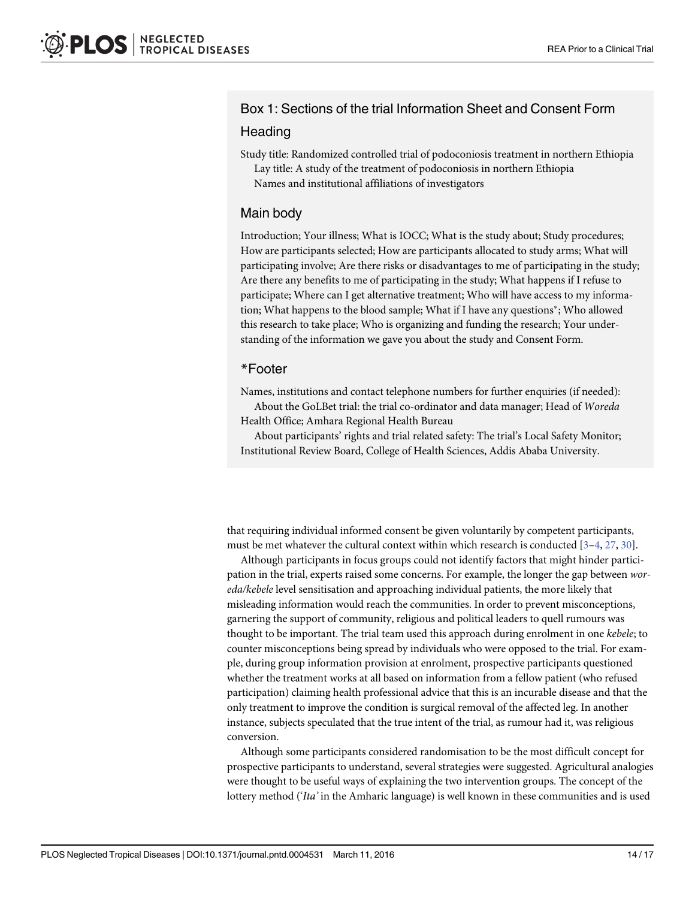## Box 1: Sections of the trial Information Sheet and Consent Form

### Heading

Study title: Randomized controlled trial of podoconiosis treatment in northern Ethiopia

Lay title: A study of the treatment of podoconiosis in northern Ethiopia

Names and institutional affiliations of investigators

### Main body

Introduction; Your illness; What is IOCC; What is the study about; Study procedures; How are participants selected; How are participants allocated to study arms; What will participating involve; Are there risks or disadvantages to me of participating in the study; Are there any benefits to me of participating in the study; What happens if I refuse to participate; Where can I get alternative treatment; Who will have access to my information; What happens to the blood sample; What if I have any questions*; Who allowed this research to take place; Who is organizing and funding the research; Your understanding of the information we gave you about the study and Consent Form.

### *Footer

Names, institutions and contact telephone numbers for further enquiries (if needed):

About the GoLBet trial: the trial co-ordinator and data manager; Head of *Woreda* Health Office; Amhara Regional Health Bureau

About participants' rights and trial related safety: The trial's Local Safety Monitor; Institutional Review Board, College of Health Sciences, Addis Ababa University.

that requiring individual informed consent be given voluntarily by competent participants, must be met whatever the cultural context within which research is conducted [3–4, 27, 30].

Although participants in focus groups could not identify factors that might hinder participation in the trial, experts raised some concerns. For example, the longer the gap between *woreda/kebele* level sensitisation and approaching individual patients, the more likely that misleading information would reach the communities. In order to prevent misconceptions, garnering the support of community, religious and political leaders to quell rumours was thought to be important. The trial team used this approach during enrolment in one *kebele*; to counter misconceptions being spread by individuals who were opposed to the trial. For example, during group information provision at enrolment, prospective participants questioned whether the treatment works at all based on information from a fellow patient (who refused participation) claiming health professional advice that this is an incurable disease and that the only treatment to improve the condition is surgical removal of the affected leg. In another instance, subjects speculated that the true intent of the trial, as rumour had it, was religious conversion.

Although some participants considered randomisation to be the most difficult concept for prospective participants to understand, several strategies were suggested. Agricultural analogies were thought to be useful ways of explaining the two intervention groups. The concept of the lottery method ('*Ita'* in the Amharic language) is well known in these communities and is used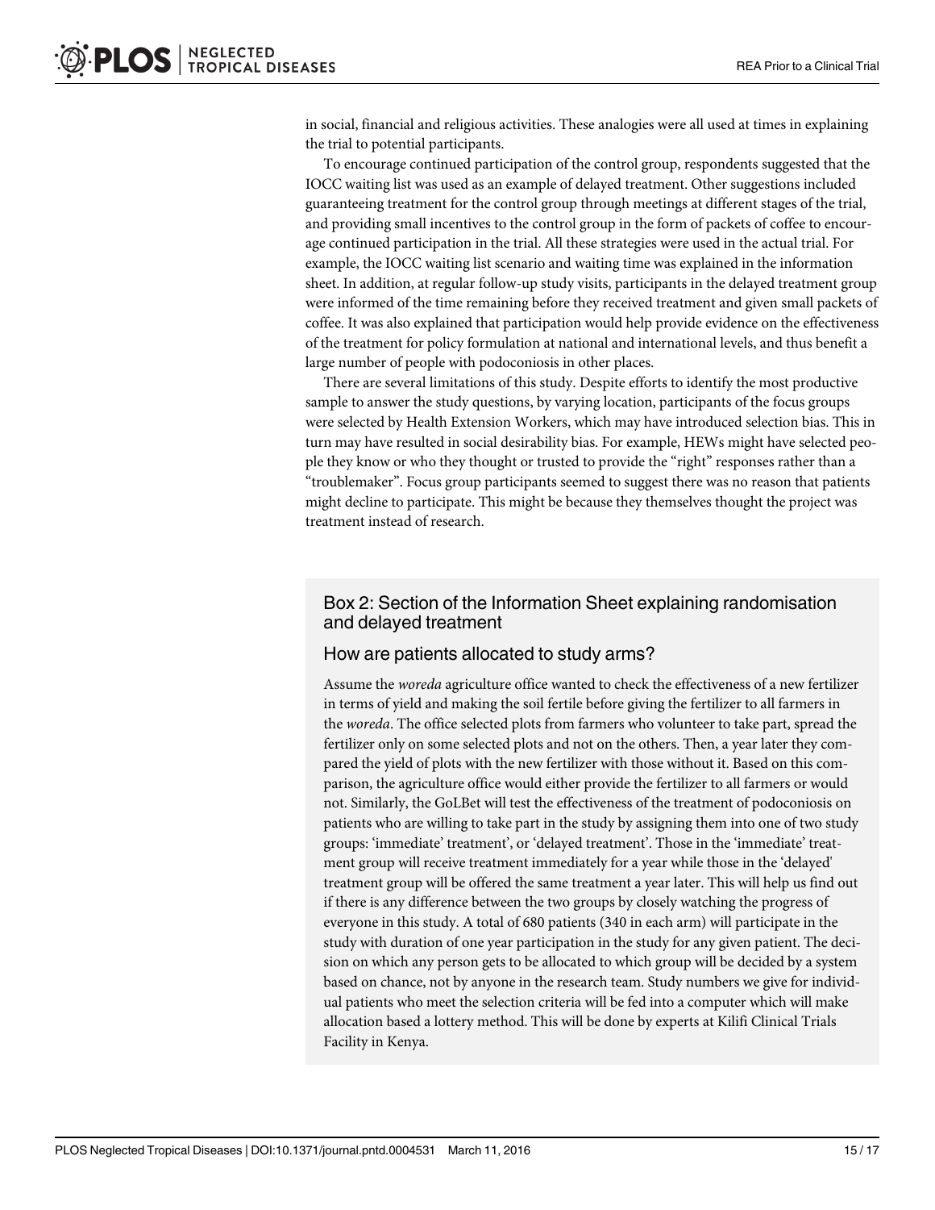in social, financial and religious activities. These analogies were all used at times in explaining the trial to potential participants.

To encourage continued participation of the control group, respondents suggested that the IOCC waiting list was used as an example of delayed treatment. Other suggestions included guaranteeing treatment for the control group through meetings at different stages of the trial, and providing small incentives to the control group in the form of packets of coffee to encourage continued participation in the trial. All these strategies were used in the actual trial. For example, the IOCC waiting list scenario and waiting time was explained in the information sheet. In addition, at regular follow-up study visits, participants in the delayed treatment group were informed of the time remaining before they received treatment and given small packets of coffee. It was also explained that participation would help provide evidence on the effectiveness of the treatment for policy formulation at national and international levels, and thus benefit a large number of people with podoconiosis in other places.

There are several limitations of this study. Despite efforts to identify the most productive sample to answer the study questions, by varying location, participants of the focus groups were selected by Health Extension Workers, which may have introduced selection bias. This in turn may have resulted in social desirability bias. For example, HEWs might have selected people they know or who they thought or trusted to provide the "right" responses rather than a "troublemaker". Focus group participants seemed to suggest there was no reason that patients might decline to participate. This might be because they themselves thought the project was treatment instead of research.

## Box 2: Section of the Information Sheet explaining randomisation and delayed treatment

### How are patients allocated to study arms?

Assume the *woreda* agriculture office wanted to check the effectiveness of a new fertilizer in terms of yield and making the soil fertile before giving the fertilizer to all farmers in the *woreda*. The office selected plots from farmers who volunteer to take part, spread the fertilizer only on some selected plots and not on the others. Then, a year later they compared the yield of plots with the new fertilizer with those without it. Based on this comparison, the agriculture office would either provide the fertilizer to all farmers or would not. Similarly, the GoLBet will test the effectiveness of the treatment of podoconiosis on patients who are willing to take part in the study by assigning them into one of two study groups: 'immediate' treatment', or 'delayed treatment'. Those in the 'immediate' treatment group will receive treatment immediately for a year while those in the 'delayed' treatment group will be offered the same treatment a year later. This will help us find out if there is any difference between the two groups by closely watching the progress of everyone in this study. A total of 680 patients (340 in each arm) will participate in the study with duration of one year participation in the study for any given patient. The decision on which any person gets to be allocated to which group will be decided by a system based on chance, not by anyone in the research team. Study numbers we give for individual patients who meet the selection criteria will be fed into a computer which will make allocation based a lottery method. This will be done by experts at Kilifi Clinical Trials Facility in Kenya.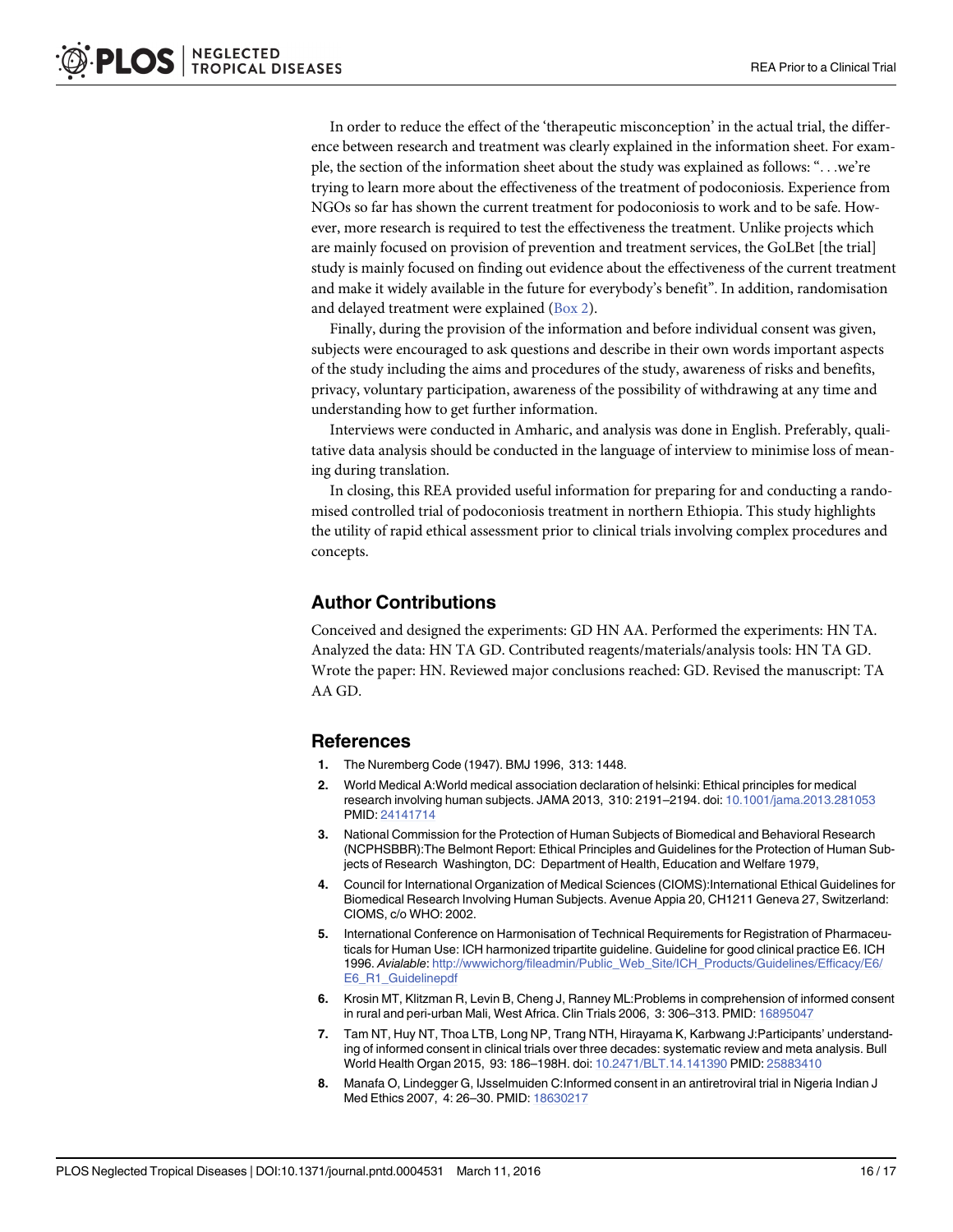In order to reduce the effect of the 'therapeutic misconception' in the actual trial, the difference between research and treatment was clearly explained in the information sheet. For example, the section of the information sheet about the study was explained as follows: ". . .we're trying to learn more about the effectiveness of the treatment of podoconiosis. Experience from NGOs so far has shown the current treatment for podoconiosis to work and to be safe. However, more research is required to test the effectiveness the treatment. Unlike projects which are mainly focused on provision of prevention and treatment services, the GoLBet [the trial] study is mainly focused on finding out evidence about the effectiveness of the current treatment and make it widely available in the future for everybody's benefit". In addition, randomisation and delayed treatment were explained (Box 2).

Finally, during the provision of the information and before individual consent was given, subjects were encouraged to ask questions and describe in their own words important aspects of the study including the aims and procedures of the study, awareness of risks and benefits, privacy, voluntary participation, awareness of the possibility of withdrawing at any time and understanding how to get further information.

Interviews were conducted in Amharic, and analysis was done in English. Preferably, qualitative data analysis should be conducted in the language of interview to minimise loss of meaning during translation.

In closing, this REA provided useful information for preparing for and conducting a randomised controlled trial of podoconiosis treatment in northern Ethiopia. This study highlights the utility of rapid ethical assessment prior to clinical trials involving complex procedures and concepts.

## Author Contributions

Conceived and designed the experiments: GD HN AA. Performed the experiments: HN TA. Analyzed the data: HN TA GD. Contributed reagents/materials/analysis tools: HN TA GD. Wrote the paper: HN. Reviewed major conclusions reached: GD. Revised the manuscript: TA AA GD.

## References

1. The Nuremberg Code (1947). BMJ 1996, 313: 1448.
2. World Medical A:World medical association declaration of helsinki: Ethical principles for medical research involving human subjects. JAMA 2013, 310: 2191–2194. doi: 10.1001/jama.2013.281053 PMID: 24141714
3. National Commission for the Protection of Human Subjects of Biomedical and Behavioral Research (NCPHSBBR):The Belmont Report: Ethical Principles and Guidelines for the Protection of Human Subjects of Research Washington, DC: Department of Health, Education and Welfare 1979,
4. Council for International Organization of Medical Sciences (CIOMS):International Ethical Guidelines for Biomedical Research Involving Human Subjects. Avenue Appia 20, CH1211 Geneva 27, Switzerland: CIOMS, c/o WHO: 2002.
5. International Conference on Harmonisation of Technical Requirements for Registration of Pharmaceuticals for Human Use: ICH harmonized tripartite guideline. Guideline for good clinical practice E6. ICH 1996. *Avialable*: http://wwwichorg/fileadmin/Public_Web_Site/ICH_Products/Guidelines/Efficacy/E6/E6_R1_Guidelinepdf
6. Krosin MT, Klitzman R, Levin B, Cheng J, Ranney ML:Problems in comprehension of informed consent in rural and peri-urban Mali, West Africa. Clin Trials 2006, 3: 306–313. PMID: 16895047
7. Tam NT, Huy NT, Thoa LTB, Long NP, Trang NTH, Hirayama K, Karbwang J:Participants' understanding of informed consent in clinical trials over three decades: systematic review and meta analysis. Bull World Health Organ 2015, 93: 186–198H. doi: 10.2471/BLT.14.141390 PMID: 25883410
8. Manafa O, Lindegger G, IJsselmuiden C:Informed consent in an antiretroviral trial in Nigeria Indian J Med Ethics 2007, 4: 26–30. PMID: 18630217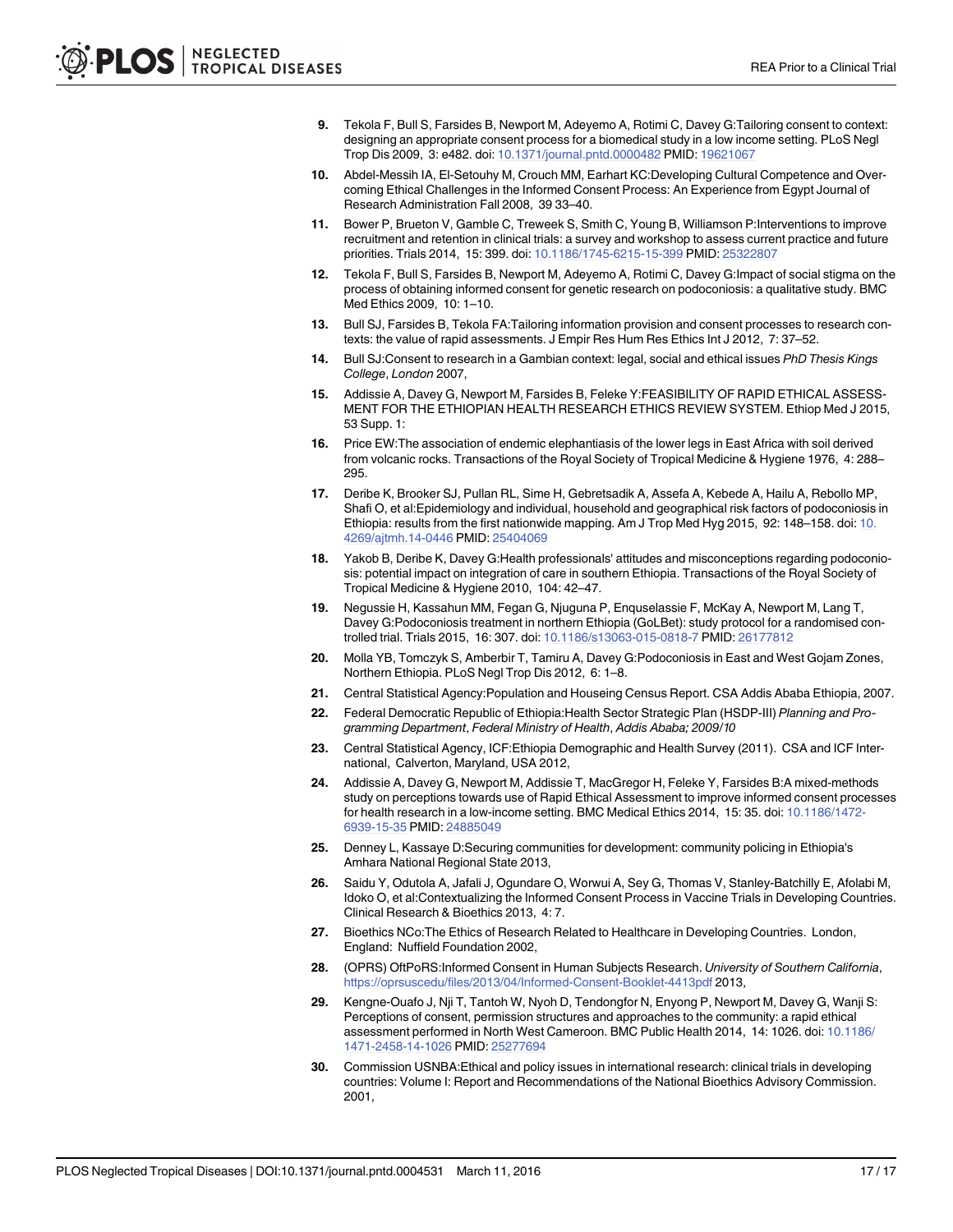9. Tekola F, Bull S, Farsides B, Newport M, Adeyemo A, Rotimi C, Davey G:Tailoring consent to context: designing an appropriate consent process for a biomedical study in a low income setting. PLoS Negl Trop Dis 2009, 3: e482. doi: 10.1371/journal.pntd.0000482 PMID: 19621067
10. Abdel-Messih IA, El-Setouhy M, Crouch MM, Earhart KC:Developing Cultural Competence and Overcoming Ethical Challenges in the Informed Consent Process: An Experience from Egypt Journal of Research Administration Fall 2008, 39 33–40.
11. Bower P, Brueton V, Gamble C, Treweek S, Smith C, Young B, Williamson P:Interventions to improve recruitment and retention in clinical trials: a survey and workshop to assess current practice and future priorities. Trials 2014, 15: 399. doi: 10.1186/1745-6215-15-399 PMID: 25322807
12. Tekola F, Bull S, Farsides B, Newport M, Adeyemo A, Rotimi C, Davey G:Impact of social stigma on the process of obtaining informed consent for genetic research on podoconiosis: a qualitative study. BMC Med Ethics 2009, 10: 1–10.
13. Bull SJ, Farsides B, Tekola FA:Tailoring information provision and consent processes to research contexts: the value of rapid assessments. J Empir Res Hum Res Ethics Int J 2012, 7: 37–52.
14. Bull SJ:Consent to research in a Gambian context: legal, social and ethical issues *PhD Thesis Kings College*, *London* 2007,
15. Addissie A, Davey G, Newport M, Farsides B, Feleke Y:FEASIBILITY OF RAPID ETHICAL ASSESSMENT FOR THE ETHIOPIAN HEALTH RESEARCH ETHICS REVIEW SYSTEM. Ethiop Med J 2015, 53 Supp. 1:
16. Price EW:The association of endemic elephantiasis of the lower legs in East Africa with soil derived from volcanic rocks. Transactions of the Royal Society of Tropical Medicine & Hygiene 1976, 4: 288–295.
17. Deribe K, Brooker SJ, Pullan RL, Sime H, Gebretsadik A, Assefa A, Kebede A, Hailu A, Rebollo MP, Shafi O, et al:Epidemiology and individual, household and geographical risk factors of podoconiosis in Ethiopia: results from the first nationwide mapping. Am J Trop Med Hyg 2015, 92: 148–158. doi: 10.4269/ajtmh.14-0446 PMID: 25404069
18. Yakob B, Deribe K, Davey G:Health professionals' attitudes and misconceptions regarding podoconiosis: potential impact on integration of care in southern Ethiopia. Transactions of the Royal Society of Tropical Medicine & Hygiene 2010, 104: 42–47.
19. Negussie H, Kassahun MM, Fegan G, Njuguna P, Enquselassie F, McKay A, Newport M, Lang T, Davey G:Podoconiosis treatment in northern Ethiopia (GoLBet): study protocol for a randomised controlled trial. Trials 2015, 16: 307. doi: 10.1186/s13063-015-0818-7 PMID: 26177812
20. Molla YB, Tomczyk S, Amberbir T, Tamiru A, Davey G:Podoconiosis in East and West Gojam Zones, Northern Ethiopia. PLoS Negl Trop Dis 2012, 6: 1–8.
21. Central Statistical Agency:Population and Houseing Census Report. CSA Addis Ababa Ethiopia, 2007.
22. Federal Democratic Republic of Ethiopia:Health Sector Strategic Plan (HSDP-III) *Planning and Programming Department*, *Federal Ministry of Health*, *Addis Ababa; 2009/10*
23. Central Statistical Agency, ICF:Ethiopia Demographic and Health Survey (2011). CSA and ICF International, Calverton, Maryland, USA 2012,
24. Addissie A, Davey G, Newport M, Addissie T, MacGregor H, Feleke Y, Farsides B:A mixed-methods study on perceptions towards use of Rapid Ethical Assessment to improve informed consent processes for health research in a low-income setting. BMC Medical Ethics 2014, 15: 35. doi: 10.1186/1472-6939-15-35 PMID: 24885049
25. Denney L, Kassaye D:Securing communities for development: community policing in Ethiopia's Amhara National Regional State 2013,
26. Saidu Y, Odutola A, Jafali J, Ogundare O, Worwui A, Sey G, Thomas V, Stanley-Batchilly E, Afolabi M, Idoko O, et al:Contextualizing the Informed Consent Process in Vaccine Trials in Developing Countries. Clinical Research & Bioethics 2013, 4: 7.
27. Bioethics NCo:The Ethics of Research Related to Healthcare in Developing Countries. London, England: Nuffield Foundation 2002,
28. (OPRS) OftPoRS:Informed Consent in Human Subjects Research. *University of Southern California*, https://oprsuscedu/files/2013/04/Informed-Consent-Booklet-4413pdf 2013,
29. Kengne-Ouafo J, Nji T, Tantoh W, Nyoh D, Tendongfor N, Enyong P, Newport M, Davey G, Wanji S: Perceptions of consent, permission structures and approaches to the community: a rapid ethical assessment performed in North West Cameroon. BMC Public Health 2014, 14: 1026. doi: 10.1186/1471-2458-14-1026 PMID: 25277694
30. Commission USNBA:Ethical and policy issues in international research: clinical trials in developing countries: Volume I: Report and Recommendations of the National Bioethics Advisory Commission. 2001,